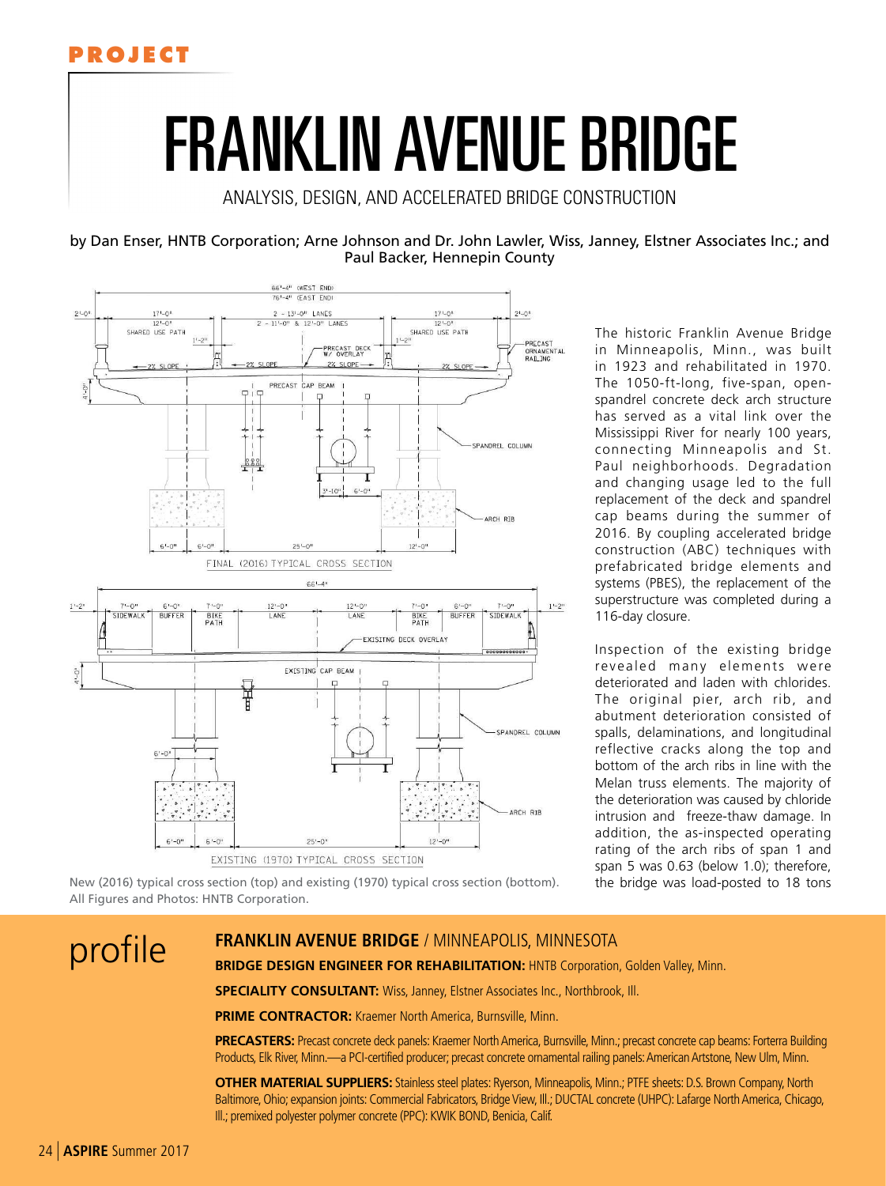PROJECT

# FRANKLIN AVENUE BRIDGE

ANALYSIS, DESIGN, AND ACCELERATED BRIDGE CONSTRUCTION

by Dan Enser, HNTB Corporation; Arne Johnson and Dr. John Lawler, Wiss, Janney, Elstner Associates Inc.; and Paul Backer, Hennepin County

New (2016) typical cross section (top) and existing (1970) typical cross section (bottom). All Figures and Photos: HNTB Corporation.

The historic Franklin Avenue Bridge in Minneapolis, Minn., was built in 1923 and rehabilitated in 1970. The 1050-ft-long, five-span, open-spandrel concrete deck arch structure has served as a vital link over the Mississippi River for nearly 100 years, connecting Minneapolis and St. Paul neighborhoods. Degradation and changing usage led to the full replacement of the deck and spandrel cap beams during the summer of 2016. By coupling accelerated bridge construction (ABC) techniques with prefabricated bridge elements and systems (PBES), the replacement of the superstructure was completed during a 116-day closure.

Inspection of the existing bridge revealed many elements were deteriorated and laden with chlorides. The original pier, arch rib, and abutment deterioration consisted of spalls, delaminations, and longitudinal reflective cracks along the top and bottom of the arch ribs in line with the Melan truss elements. The majority of the deterioration was caused by chloride intrusion and freeze-thaw damage. In addition, the as-inspected operating rating of the arch ribs of span 1 and span 5 was 0.63 (below 1.0); therefore, the bridge was load-posted to 18 tons

## profile

**FRANKLIN AVENUE BRIDGE** / MINNEAPOLIS, MINNESOTA

**BRIDGE DESIGN ENGINEER FOR REHABILITATION:** HNTB Corporation, Golden Valley, Minn.

**SPECIALITY CONSULTANT:** Wiss, Janney, Elstner Associates Inc., Northbrook, Ill.

**PRIME CONTRACTOR:** Kraemer North America, Burnsville, Minn.

**PRECASTERS:** Precast concrete deck panels: Kraemer North America, Burnsville, Minn.; precast concrete cap beams: Forterra Building Products, Elk River, Minn.—a PCI-certified producer; precast concrete ornamental railing panels: American Artstone, New Ulm, Minn.

**OTHER MATERIAL SUPPLIERS:** Stainless steel plates: Ryerson, Minneapolis, Minn.; PTFE sheets: D.S. Brown Company, North Baltimore, Ohio; expansion joints: Commercial Fabricators, Bridge View, Ill.; DUCTAL concrete (UHPC): Lafarge North America, Chicago, Ill.; premixed polyester polymer concrete (PPC): KWIK BOND, Benicia, Calif.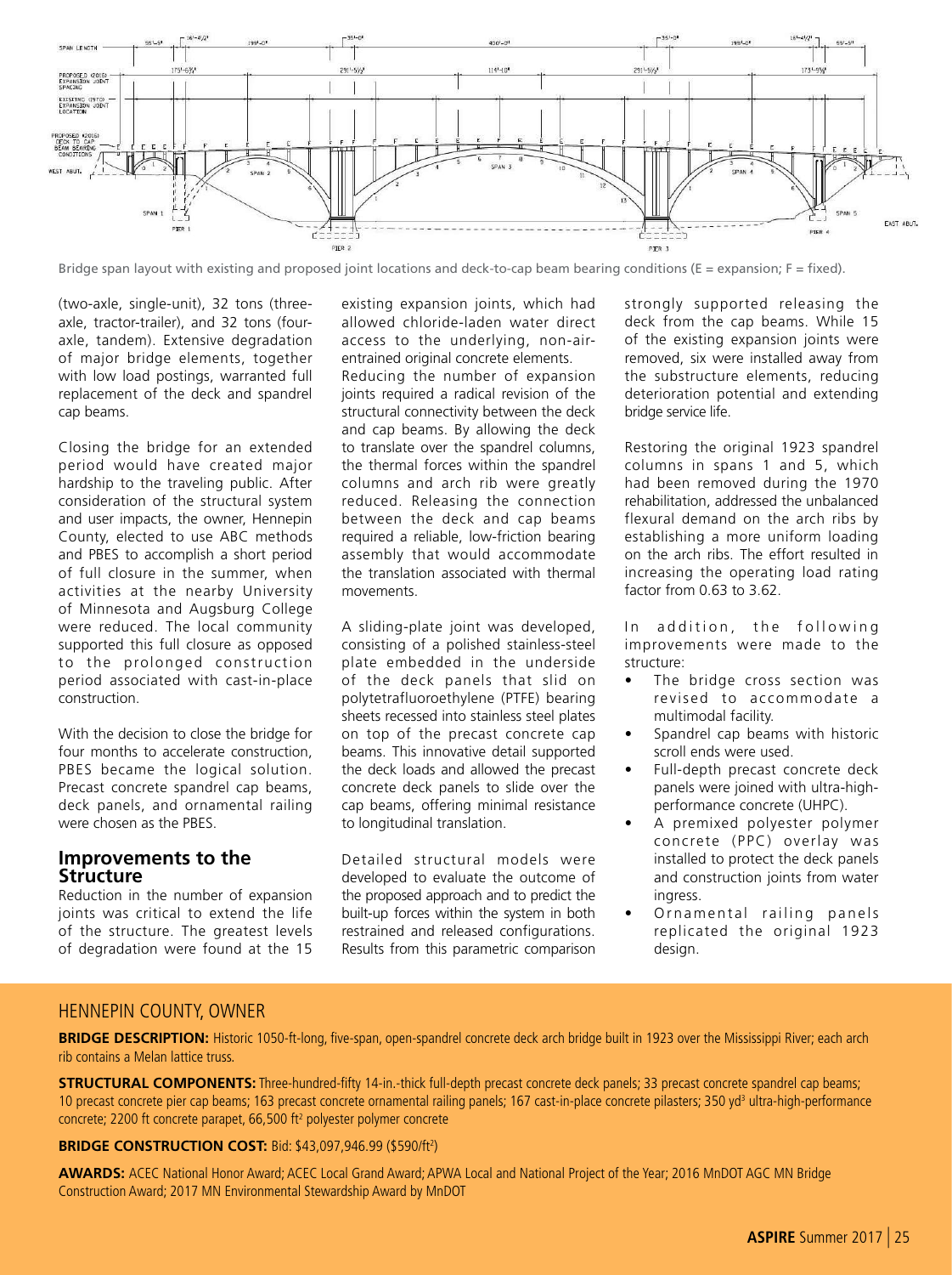Bridge span layout with existing and proposed joint locations and deck-to-cap beam bearing conditions (E = expansion; F = fixed).

(two-axle, single-unit), 32 tons (three-axle, tractor-trailer), and 32 tons (four-axle, tandem). Extensive degradation of major bridge elements, together with low load postings, warranted full replacement of the deck and spandrel cap beams.

Closing the bridge for an extended period would have created major hardship to the traveling public. After consideration of the structural system and user impacts, the owner, Hennepin County, elected to use ABC methods and PBES to accomplish a short period of full closure in the summer, when activities at the nearby University of Minnesota and Augsburg College were reduced. The local community supported this full closure as opposed to the prolonged construction period associated with cast-in-place construction.

With the decision to close the bridge for four months to accelerate construction, PBES became the logical solution. Precast concrete spandrel cap beams, deck panels, and ornamental railing were chosen as the PBES.

## Improvements to the Structure

Reduction in the number of expansion joints was critical to extend the life of the structure. The greatest levels of degradation were found at the 15 existing expansion joints, which had allowed chloride-laden water direct access to the underlying, non-air-entrained original concrete elements.

Reducing the number of expansion joints required a radical revision of the structural connectivity between the deck and cap beams. By allowing the deck to translate over the spandrel columns, the thermal forces within the spandrel columns and arch rib were greatly reduced. Releasing the connection between the deck and cap beams required a reliable, low-friction bearing assembly that would accommodate the translation associated with thermal movements.

A sliding-plate joint was developed, consisting of a polished stainless-steel plate embedded in the underside of the deck panels that slid on polytetrafluoroethylene (PTFE) bearing sheets recessed into stainless steel plates on top of the precast concrete cap beams. This innovative detail supported the deck loads and allowed the precast concrete deck panels to slide over the cap beams, offering minimal resistance to longitudinal translation.

Detailed structural models were developed to evaluate the outcome of the proposed approach and to predict the built-up forces within the system in both restrained and released configurations. Results from this parametric comparison strongly supported releasing the deck from the cap beams. While 15 of the existing expansion joints were removed, six were installed away from the substructure elements, reducing deterioration potential and extending bridge service life.

Restoring the original 1923 spandrel columns in spans 1 and 5, which had been removed during the 1970 rehabilitation, addressed the unbalanced flexural demand on the arch ribs by establishing a more uniform loading on the arch ribs. The effort resulted in increasing the operating load rating factor from 0.63 to 3.62.

In addition, the following improvements were made to the structure:

- The bridge cross section was revised to accommodate a multimodal facility.
- Spandrel cap beams with historic scroll ends were used.
- Full-depth precast concrete deck panels were joined with ultra-high-performance concrete (UHPC).
- A premixed polyester polymer concrete (PPC) overlay was installed to protect the deck panels and construction joints from water ingress.
- Ornamental railing panels replicated the original 1923 design.

## HENNEPIN COUNTY, OWNER

**BRIDGE DESCRIPTION:** Historic 1050-ft-long, five-span, open-spandrel concrete deck arch bridge built in 1923 over the Mississippi River; each arch rib contains a Melan lattice truss.

**STRUCTURAL COMPONENTS:** Three-hundred-fifty 14-in.-thick full-depth precast concrete deck panels; 33 precast concrete spandrel cap beams; 10 precast concrete pier cap beams; 163 precast concrete ornamental railing panels; 167 cast-in-place concrete pilasters; 350 yd$^3$ ultra-high-performance concrete; 2200 ft concrete parapet, 66,500 ft$^2$ polyester polymer concrete

**BRIDGE CONSTRUCTION COST:** Bid: $43,097,946.99 ($590/ft$^2$)

**AWARDS:** ACEC National Honor Award; ACEC Local Grand Award; APWA Local and National Project of the Year; 2016 MnDOT AGC MN Bridge Construction Award; 2017 MN Environmental Stewardship Award by MnDOT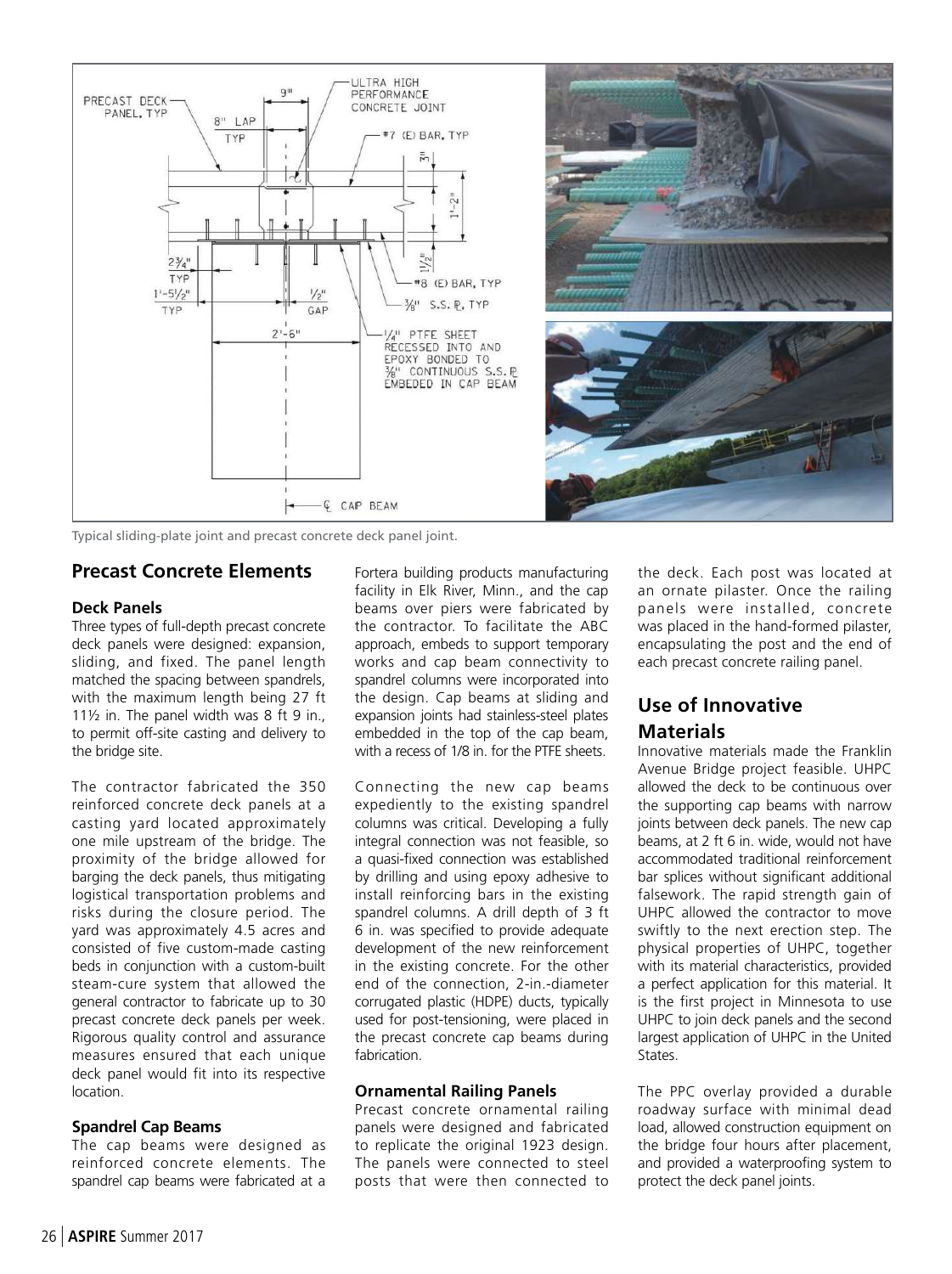Typical sliding-plate joint and precast concrete deck panel joint.

## Precast Concrete Elements

### Deck Panels

Three types of full-depth precast concrete deck panels were designed: expansion, sliding, and fixed. The panel length matched the spacing between spandrels, with the maximum length being 27 ft 11½ in. The panel width was 8 ft 9 in., to permit off-site casting and delivery to the bridge site.

The contractor fabricated the 350 reinforced concrete deck panels at a casting yard located approximately one mile upstream of the bridge. The proximity of the bridge allowed for barging the deck panels, thus mitigating logistical transportation problems and risks during the closure period. The yard was approximately 4.5 acres and consisted of five custom-made casting beds in conjunction with a custom-built steam-cure system that allowed the general contractor to fabricate up to 30 precast concrete deck panels per week. Rigorous quality control and assurance measures ensured that each unique deck panel would fit into its respective location.

### Spandrel Cap Beams

The cap beams were designed as reinforced concrete elements. The spandrel cap beams were fabricated at a Fortera building products manufacturing facility in Elk River, Minn., and the cap beams over piers were fabricated by the contractor. To facilitate the ABC approach, embeds to support temporary works and cap beam connectivity to spandrel columns were incorporated into the design. Cap beams at sliding and expansion joints had stainless-steel plates embedded in the top of the cap beam, with a recess of 1/8 in. for the PTFE sheets.

Connecting the new cap beams expediently to the existing spandrel columns was critical. Developing a fully integral connection was not feasible, so a quasi-fixed connection was established by drilling and using epoxy adhesive to install reinforcing bars in the existing spandrel columns. A drill depth of 3 ft 6 in. was specified to provide adequate development of the new reinforcement in the existing concrete. For the other end of the connection, 2-in.-diameter corrugated plastic (HDPE) ducts, typically used for post-tensioning, were placed in the precast concrete cap beams during fabrication.

### Ornamental Railing Panels

Precast concrete ornamental railing panels were designed and fabricated to replicate the original 1923 design. The panels were connected to steel posts that were then connected to the deck. Each post was located at an ornate pilaster. Once the railing panels were installed, concrete was placed in the hand-formed pilaster, encapsulating the post and the end of each precast concrete railing panel.

## Use of Innovative Materials

Innovative materials made the Franklin Avenue Bridge project feasible. UHPC allowed the deck to be continuous over the supporting cap beams with narrow joints between deck panels. The new cap beams, at 2 ft 6 in. wide, would not have accommodated traditional reinforcement bar splices without significant additional falsework. The rapid strength gain of UHPC allowed the contractor to move swiftly to the next erection step. The physical properties of UHPC, together with its material characteristics, provided a perfect application for this material. It is the first project in Minnesota to use UHPC to join deck panels and the second largest application of UHPC in the United States.

The PPC overlay provided a durable roadway surface with minimal dead load, allowed construction equipment on the bridge four hours after placement, and provided a waterproofing system to protect the deck panel joints.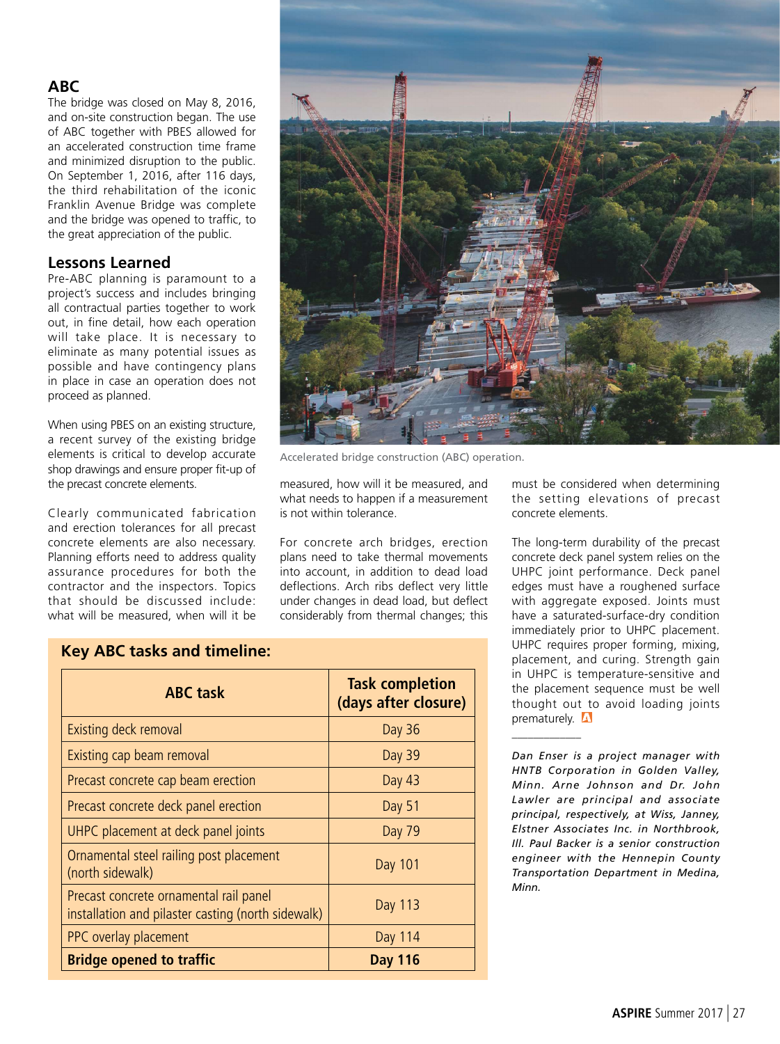## ABC

The bridge was closed on May 8, 2016, and on-site construction began. The use of ABC together with PBES allowed for an accelerated construction time frame and minimized disruption to the public. On September 1, 2016, after 116 days, the third rehabilitation of the iconic Franklin Avenue Bridge was complete and the bridge was opened to traffic, to the great appreciation of the public.

## Lessons Learned

Pre-ABC planning is paramount to a project's success and includes bringing all contractual parties together to work out, in fine detail, how each operation will take place. It is necessary to eliminate as many potential issues as possible and have contingency plans in place in case an operation does not proceed as planned.

When using PBES on an existing structure, a recent survey of the existing bridge elements is critical to develop accurate shop drawings and ensure proper fit-up of the precast concrete elements.

Clearly communicated fabrication and erection tolerances for all precast concrete elements are also necessary. Planning efforts need to address quality assurance procedures for both the contractor and the inspectors. Topics that should be discussed include: what will be measured, when will it be measured, how will it be measured, and what needs to happen if a measurement is not within tolerance.

Accelerated bridge construction (ABC) operation.

For concrete arch bridges, erection plans need to take thermal movements into account, in addition to dead load deflections. Arch ribs deflect very little under changes in dead load, but deflect considerably from thermal changes; this must be considered when determining the setting elevations of precast concrete elements.

The long-term durability of the precast concrete deck panel system relies on the UHPC joint performance. Deck panel edges must have a roughened surface with aggregate exposed. Joints must have a saturated-surface-dry condition immediately prior to UHPC placement. UHPC requires proper forming, mixing, placement, and curing. Strength gain in UHPC is temperature-sensitive and the placement sequence must be well thought out to avoid loading joints prematurely.

### Key ABC tasks and timeline:

| ABC task | Task completion (days after closure) |
|---|---|
| Existing deck removal | Day 36 |
| Existing cap beam removal | Day 39 |
| Precast concrete cap beam erection | Day 43 |
| Precast concrete deck panel erection | Day 51 |
| UHPC placement at deck panel joints | Day 79 |
| Ornamental steel railing post placement (north sidewalk) | Day 101 |
| Precast concrete ornamental rail panel installation and pilaster casting (north sidewalk) | Day 113 |
| PPC overlay placement | Day 114 |
| **Bridge opened to traffic** | **Day 116** |

---

*Dan Enser is a project manager with HNTB Corporation in Golden Valley, Minn. Arne Johnson and Dr. John Lawler are principal and associate principal, respectively, at Wiss, Janney, Elstner Associates Inc. in Northbrook, Ill. Paul Backer is a senior construction engineer with the Hennepin County Transportation Department in Medina, Minn.*